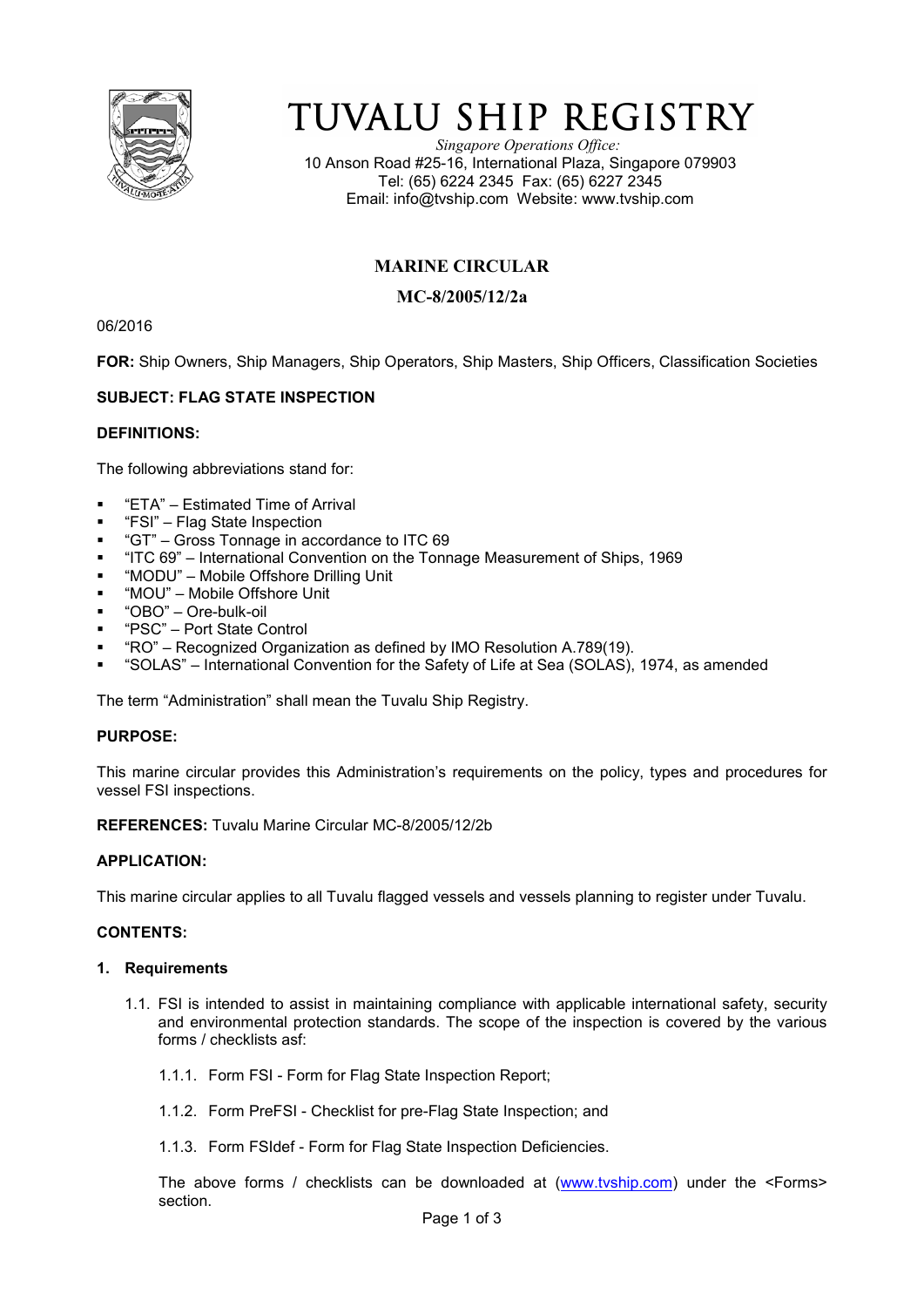# TUVALU SHIP REGISTRY

*Singapore Operations Office:*
10 Anson Road #25-16, International Plaza, Singapore 079903
Tel: (65) 6224 2345 Fax: (65) 6227 2345
Email: info@tvship.com Website: www.tvship.com

## MARINE CIRCULAR

## MC-8/2005/12/2a

06/2016

**FOR:** Ship Owners, Ship Managers, Ship Operators, Ship Masters, Ship Officers, Classification Societies

**SUBJECT: FLAG STATE INSPECTION**

**DEFINITIONS:**

The following abbreviations stand for:

- "ETA" – Estimated Time of Arrival
- "FSI" – Flag State Inspection
- "GT" – Gross Tonnage in accordance to ITC 69
- "ITC 69" – International Convention on the Tonnage Measurement of Ships, 1969
- "MODU" – Mobile Offshore Drilling Unit
- "MOU" – Mobile Offshore Unit
- "OBO" – Ore-bulk-oil
- "PSC" – Port State Control
- "RO" – Recognized Organization as defined by IMO Resolution A.789(19).
- "SOLAS" – International Convention for the Safety of Life at Sea (SOLAS), 1974, as amended

The term "Administration" shall mean the Tuvalu Ship Registry.

**PURPOSE:**

This marine circular provides this Administration's requirements on the policy, types and procedures for vessel FSI inspections.

**REFERENCES:** Tuvalu Marine Circular MC-8/2005/12/2b

**APPLICATION:**

This marine circular applies to all Tuvalu flagged vessels and vessels planning to register under Tuvalu.

**CONTENTS:**

**1. Requirements**

1.1. FSI is intended to assist in maintaining compliance with applicable international safety, security and environmental protection standards. The scope of the inspection is covered by the various forms / checklists asf:

1.1.1. Form FSI - Form for Flag State Inspection Report;

1.1.2. Form PreFSI - Checklist for pre-Flag State Inspection; and

1.1.3. Form FSIdef - Form for Flag State Inspection Deficiencies.

The above forms / checklists can be downloaded at (www.tvship.com) under the <Forms> section.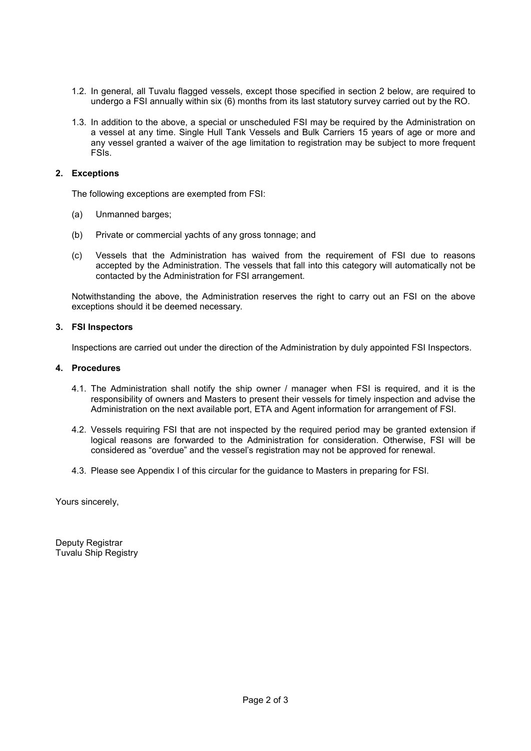1.2. In general, all Tuvalu flagged vessels, except those specified in section 2 below, are required to undergo a FSI annually within six (6) months from its last statutory survey carried out by the RO.

1.3. In addition to the above, a special or unscheduled FSI may be required by the Administration on a vessel at any time. Single Hull Tank Vessels and Bulk Carriers 15 years of age or more and any vessel granted a waiver of the age limitation to registration may be subject to more frequent FSIs.

**2. Exceptions**

The following exceptions are exempted from FSI:

(a) Unmanned barges;

(b) Private or commercial yachts of any gross tonnage; and

(c) Vessels that the Administration has waived from the requirement of FSI due to reasons accepted by the Administration. The vessels that fall into this category will automatically not be contacted by the Administration for FSI arrangement.

Notwithstanding the above, the Administration reserves the right to carry out an FSI on the above exceptions should it be deemed necessary.

**3. FSI Inspectors**

Inspections are carried out under the direction of the Administration by duly appointed FSI Inspectors.

**4. Procedures**

4.1. The Administration shall notify the ship owner / manager when FSI is required, and it is the responsibility of owners and Masters to present their vessels for timely inspection and advise the Administration on the next available port, ETA and Agent information for arrangement of FSI.

4.2. Vessels requiring FSI that are not inspected by the required period may be granted extension if logical reasons are forwarded to the Administration for consideration. Otherwise, FSI will be considered as "overdue" and the vessel's registration may not be approved for renewal.

4.3. Please see Appendix I of this circular for the guidance to Masters in preparing for FSI.

Yours sincerely,

Deputy Registrar
Tuvalu Ship Registry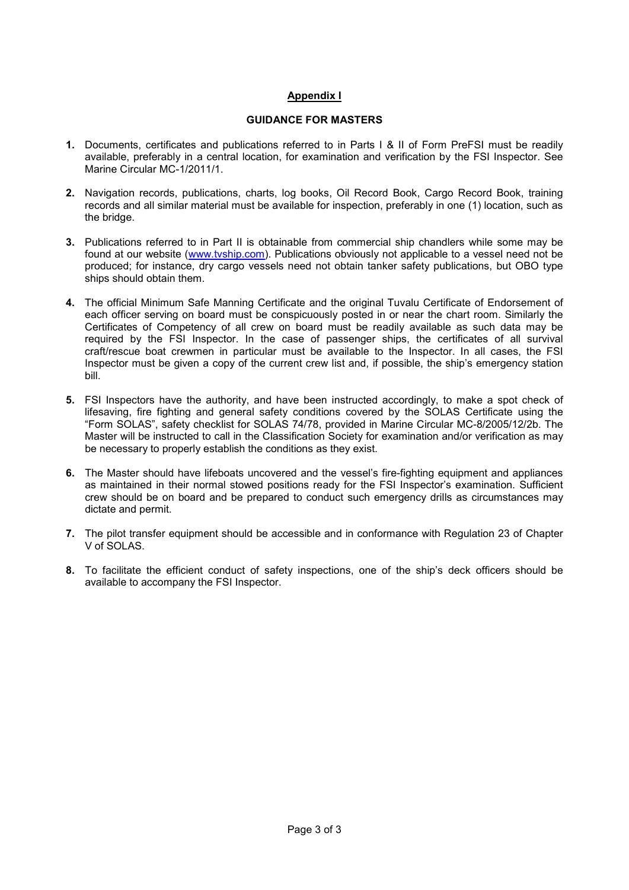## Appendix I

### GUIDANCE FOR MASTERS

**1.** Documents, certificates and publications referred to in Parts I & II of Form PreFSI must be readily available, preferably in a central location, for examination and verification by the FSI Inspector. See Marine Circular MC-1/2011/1.

**2.** Navigation records, publications, charts, log books, Oil Record Book, Cargo Record Book, training records and all similar material must be available for inspection, preferably in one (1) location, such as the bridge.

**3.** Publications referred to in Part II is obtainable from commercial ship chandlers while some may be found at our website (www.tvship.com). Publications obviously not applicable to a vessel need not be produced; for instance, dry cargo vessels need not obtain tanker safety publications, but OBO type ships should obtain them.

**4.** The official Minimum Safe Manning Certificate and the original Tuvalu Certificate of Endorsement of each officer serving on board must be conspicuously posted in or near the chart room. Similarly the Certificates of Competency of all crew on board must be readily available as such data may be required by the FSI Inspector. In the case of passenger ships, the certificates of all survival craft/rescue boat crewmen in particular must be available to the Inspector. In all cases, the FSI Inspector must be given a copy of the current crew list and, if possible, the ship's emergency station bill.

**5.** FSI Inspectors have the authority, and have been instructed accordingly, to make a spot check of lifesaving, fire fighting and general safety conditions covered by the SOLAS Certificate using the "Form SOLAS", safety checklist for SOLAS 74/78, provided in Marine Circular MC-8/2005/12/2b. The Master will be instructed to call in the Classification Society for examination and/or verification as may be necessary to properly establish the conditions as they exist.

**6.** The Master should have lifeboats uncovered and the vessel's fire-fighting equipment and appliances as maintained in their normal stowed positions ready for the FSI Inspector's examination. Sufficient crew should be on board and be prepared to conduct such emergency drills as circumstances may dictate and permit.

**7.** The pilot transfer equipment should be accessible and in conformance with Regulation 23 of Chapter V of SOLAS.

**8.** To facilitate the efficient conduct of safety inspections, one of the ship's deck officers should be available to accompany the FSI Inspector.